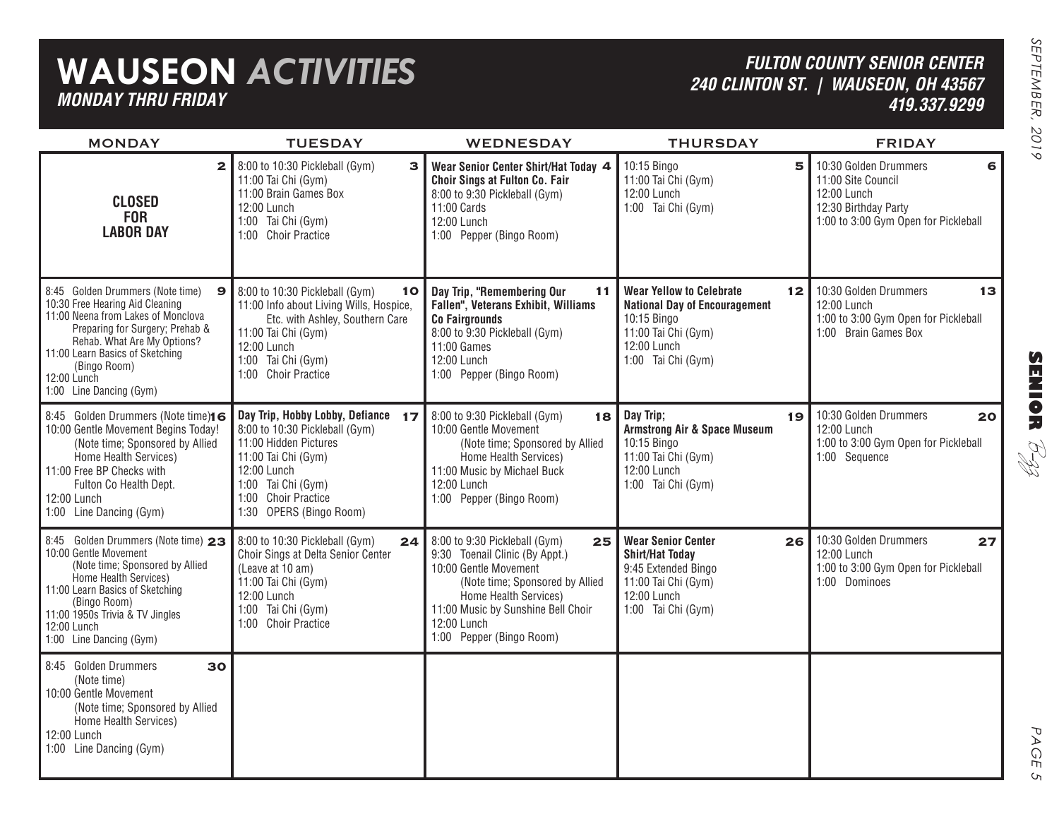# WAUSEON *ACTIVITIES*

***MONDAY THRU FRIDAY***

***FULTON COUNTY SENIOR CENTER***
***240 CLINTON ST. | WAUSEON, OH 43567***
***419.337.9299***

| MONDAY | TUESDAY | WEDNESDAY | THURSDAY | FRIDAY |
|---|---|---|---|---|
| **2** <br> **CLOSED FOR LABOR DAY** | **3** <br> 8:00 to 10:30 Pickleball (Gym) <br> 11:00 Tai Chi (Gym) <br> 11:00 Brain Games Box <br> 12:00 Lunch <br> 1:00 Tai Chi (Gym) <br> 1:00 Choir Practice | **4** <br> **Wear Senior Center Shirt/Hat Today** <br> **Choir Sings at Fulton Co. Fair** <br> 8:00 to 9:30 Pickleball (Gym) <br> 11:00 Cards <br> 12:00 Lunch <br> 1:00 Pepper (Bingo Room) | **5** <br> 10:15 Bingo <br> 11:00 Tai Chi (Gym) <br> 12:00 Lunch <br> 1:00 Tai Chi (Gym) | **6** <br> 10:30 Golden Drummers <br> 11:00 Site Council <br> 12:00 Lunch <br> 12:30 Birthday Party <br> 1:00 to 3:00 Gym Open for Pickleball |
| **9** <br> 8:45 Golden Drummers (Note time) <br> 10:30 Free Hearing Aid Cleaning <br> 11:00 Neena from Lakes of Monclova Preparing for Surgery; Prehab & Rehab. What Are My Options? <br> 11:00 Learn Basics of Sketching (Bingo Room) <br> 12:00 Lunch <br> 1:00 Line Dancing (Gym) | **10** <br> 8:00 to 10:30 Pickleball (Gym) <br> 11:00 Info about Living Wills, Hospice, Etc. with Ashley, Southern Care <br> 11:00 Tai Chi (Gym) <br> 12:00 Lunch <br> 1:00 Tai Chi (Gym) <br> 1:00 Choir Practice | **11** <br> **Day Trip, "Remembering Our Fallen", Veterans Exhibit, Williams Co Fairgrounds** <br> 8:00 to 9:30 Pickleball (Gym) <br> 11:00 Games <br> 12:00 Lunch <br> 1:00 Pepper (Bingo Room) | **12** <br> **Wear Yellow to Celebrate National Day of Encouragement** <br> 10:15 Bingo <br> 11:00 Tai Chi (Gym) <br> 12:00 Lunch <br> 1:00 Tai Chi (Gym) | **13** <br> 10:30 Golden Drummers <br> 12:00 Lunch <br> 1:00 to 3:00 Gym Open for Pickleball <br> 1:00 Brain Games Box |
| **16** <br> 8:45 Golden Drummers (Note time) <br> 10:00 Gentle Movement Begins Today! (Note time; Sponsored by Allied Home Health Services) <br> 11:00 Free BP Checks with Fulton Co Health Dept. <br> 12:00 Lunch <br> 1:00 Line Dancing (Gym) | **17** <br> **Day Trip, Hobby Lobby, Defiance** <br> 8:00 to 10:30 Pickleball (Gym) <br> 11:00 Hidden Pictures <br> 11:00 Tai Chi (Gym) <br> 12:00 Lunch <br> 1:00 Tai Chi (Gym) <br> 1:00 Choir Practice <br> 1:30 OPERS (Bingo Room) | **18** <br> 8:00 to 9:30 Pickleball (Gym) <br> 10:00 Gentle Movement (Note time; Sponsored by Allied Home Health Services) <br> 11:00 Music by Michael Buck <br> 12:00 Lunch <br> 1:00 Pepper (Bingo Room) | **19** <br> **Day Trip; Armstrong Air & Space Museum** <br> 10:15 Bingo <br> 11:00 Tai Chi (Gym) <br> 12:00 Lunch <br> 1:00 Tai Chi (Gym) | **20** <br> 10:30 Golden Drummers <br> 12:00 Lunch <br> 1:00 to 3:00 Gym Open for Pickleball <br> 1:00 Sequence |
| **23** <br> 8:45 Golden Drummers (Note time) <br> 10:00 Gentle Movement (Note time; Sponsored by Allied Home Health Services) <br> 11:00 Learn Basics of Sketching (Bingo Room) <br> 11:00 1950s Trivia & TV Jingles <br> 12:00 Lunch <br> 1:00 Line Dancing (Gym) | **24** <br> 8:00 to 10:30 Pickleball (Gym) <br> Choir Sings at Delta Senior Center (Leave at 10 am) <br> 11:00 Tai Chi (Gym) <br> 12:00 Lunch <br> 1:00 Tai Chi (Gym) <br> 1:00 Choir Practice | **25** <br> 8:00 to 9:30 Pickleball (Gym) <br> 9:30 Toenail Clinic (By Appt.) <br> 10:00 Gentle Movement (Note time; Sponsored by Allied Home Health Services) <br> 11:00 Music by Sunshine Bell Choir <br> 12:00 Lunch <br> 1:00 Pepper (Bingo Room) | **26** <br> **Wear Senior Center Shirt/Hat Today** <br> 9:45 Extended Bingo <br> 11:00 Tai Chi (Gym) <br> 12:00 Lunch <br> 1:00 Tai Chi (Gym) | **27** <br> 10:30 Golden Drummers <br> 12:00 Lunch <br> 1:00 to 3:00 Gym Open for Pickleball <br> 1:00 Dominoes |
| **30** <br> 8:45 Golden Drummers (Note time) <br> 10:00 Gentle Movement (Note time; Sponsored by Allied Home Health Services) <br> 12:00 Lunch <br> 1:00 Line Dancing (Gym) | | | | |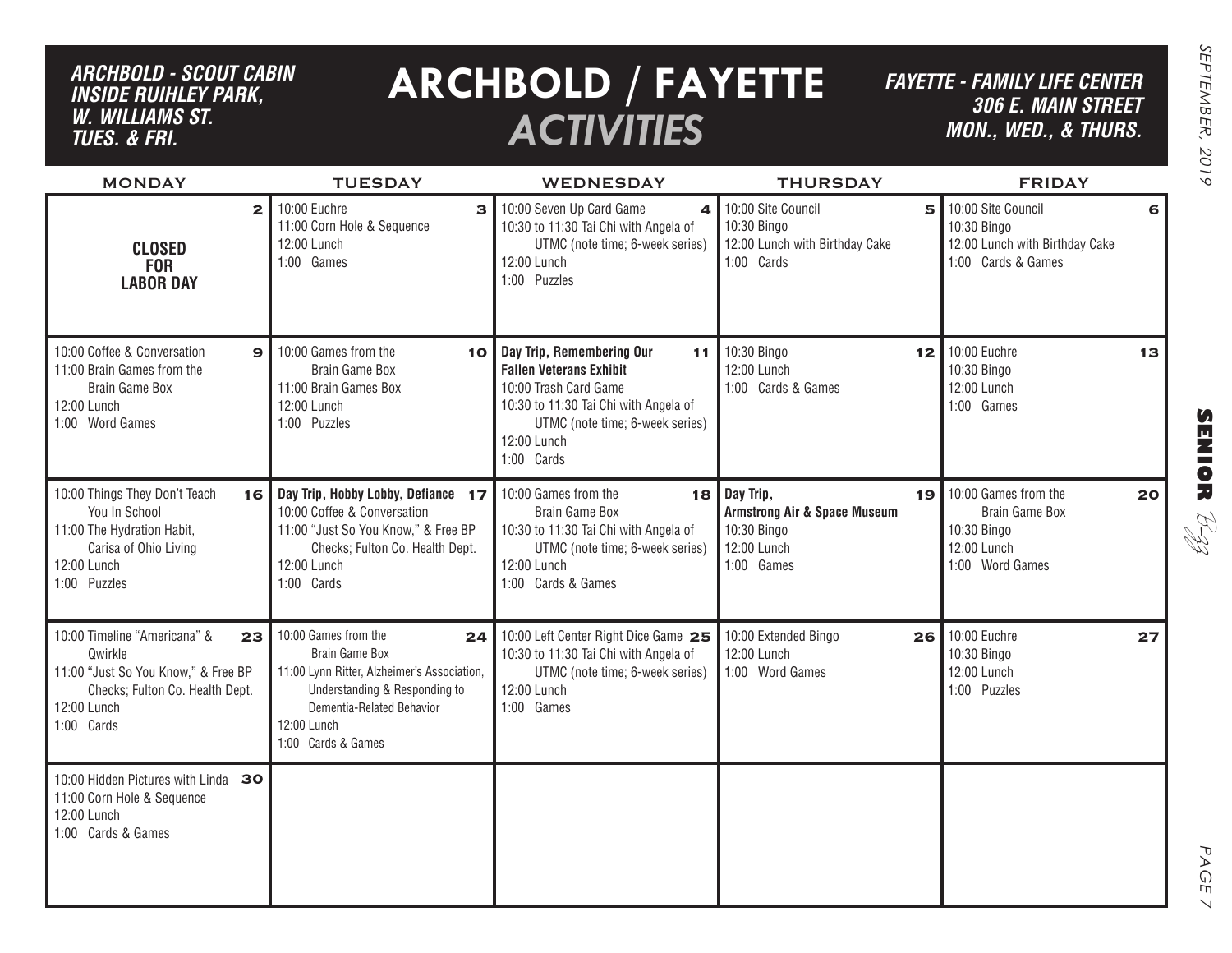*ARCHBOLD - SCOUT CABIN INSIDE RUIHLEY PARK, W. WILLIAMS ST. TUES. & FRI.*

# ARCHBOLD / FAYETTE *ACTIVITIES*

*FAYETTE - FAMILY LIFE CENTER 306 E. MAIN STREET MON., WED., & THURS.*

| MONDAY | TUESDAY | WEDNESDAY | THURSDAY | FRIDAY |
|---|---|---|---|---|
| **2**<br>**CLOSED FOR LABOR DAY** | **3**<br>10:00 Euchre<br>11:00 Corn Hole & Sequence<br>12:00 Lunch<br>1:00 Games | **4**<br>10:00 Seven Up Card Game<br>10:30 to 11:30 Tai Chi with Angela of UTMC (note time; 6-week series)<br>12:00 Lunch<br>1:00 Puzzles | **5**<br>10:00 Site Council<br>10:30 Bingo<br>12:00 Lunch with Birthday Cake<br>1:00 Cards | **6**<br>10:00 Site Council<br>10:30 Bingo<br>12:00 Lunch with Birthday Cake<br>1:00 Cards & Games |
| **9**<br>10:00 Coffee & Conversation<br>11:00 Brain Games from the Brain Game Box<br>12:00 Lunch<br>1:00 Word Games | **10**<br>10:00 Games from the Brain Game Box<br>11:00 Brain Games Box<br>12:00 Lunch<br>1:00 Puzzles | **11**<br>**Day Trip, Remembering Our Fallen Veterans Exhibit**<br>10:00 Trash Card Game<br>10:30 to 11:30 Tai Chi with Angela of UTMC (note time; 6-week series)<br>12:00 Lunch<br>1:00 Cards | **12**<br>10:30 Bingo<br>12:00 Lunch<br>1:00 Cards & Games | **13**<br>10:00 Euchre<br>10:30 Bingo<br>12:00 Lunch<br>1:00 Games |
| **16**<br>10:00 Things They Don't Teach You In School<br>11:00 The Hydration Habit, Carisa of Ohio Living<br>12:00 Lunch<br>1:00 Puzzles | **17**<br>**Day Trip, Hobby Lobby, Defiance**<br>10:00 Coffee & Conversation<br>11:00 "Just So You Know," & Free BP Checks; Fulton Co. Health Dept.<br>12:00 Lunch<br>1:00 Cards | **18**<br>10:00 Games from the Brain Game Box<br>10:30 to 11:30 Tai Chi with Angela of UTMC (note time; 6-week series)<br>12:00 Lunch<br>1:00 Cards & Games | **19**<br>**Day Trip, Armstrong Air & Space Museum**<br>10:30 Bingo<br>12:00 Lunch<br>1:00 Games | **20**<br>10:00 Games from the Brain Game Box<br>10:30 Bingo<br>12:00 Lunch<br>1:00 Word Games |
| **23**<br>10:00 Timeline "Americana" & Qwirkle<br>11:00 "Just So You Know," & Free BP Checks; Fulton Co. Health Dept.<br>12:00 Lunch<br>1:00 Cards | **24**<br>10:00 Games from the Brain Game Box<br>11:00 Lynn Ritter, Alzheimer's Association, Understanding & Responding to Dementia-Related Behavior<br>12:00 Lunch<br>1:00 Cards & Games | **25**<br>10:00 Left Center Right Dice Game<br>10:30 to 11:30 Tai Chi with Angela of UTMC (note time; 6-week series)<br>12:00 Lunch<br>1:00 Games | **26**<br>10:00 Extended Bingo<br>12:00 Lunch<br>1:00 Word Games | **27**<br>10:00 Euchre<br>10:30 Bingo<br>12:00 Lunch<br>1:00 Puzzles |
| **30**<br>10:00 Hidden Pictures with Linda<br>11:00 Corn Hole & Sequence<br>12:00 Lunch<br>1:00 Cards & Games | | | | |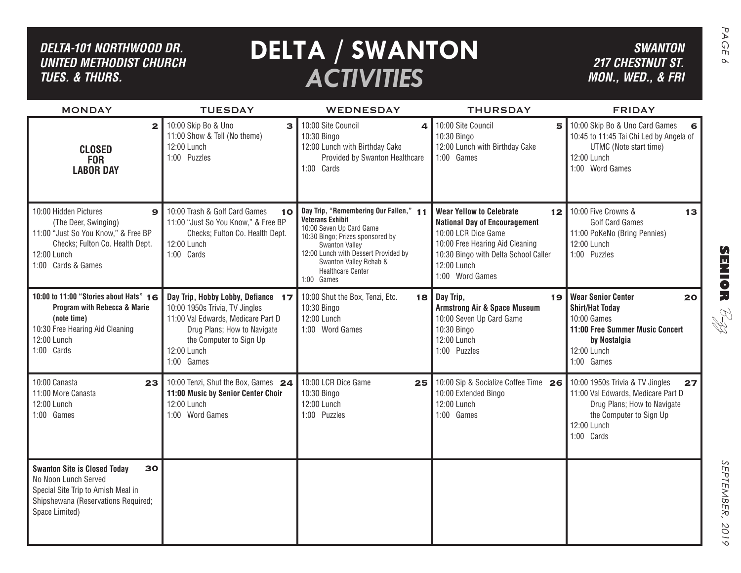*DELTA-101 NORTHWOOD DR.*
*UNITED METHODIST CHURCH*
*TUES. & THURS.*

# DELTA / SWANTON *ACTIVITIES*

*SWANTON*
*217 CHESTNUT ST.*
*MON., WED., & FRI*

| MONDAY | TUESDAY | WEDNESDAY | THURSDAY | FRIDAY |
|---|---|---|---|---|
| 2<br>**CLOSED FOR LABOR DAY** | 3<br>10:00 Skip Bo & Uno<br>11:00 Show & Tell (No theme)<br>12:00 Lunch<br>1:00 Puzzles | 4<br>10:00 Site Council<br>10:30 Bingo<br>12:00 Lunch with Birthday Cake Provided by Swanton Healthcare<br>1:00 Cards | 5<br>10:00 Site Council<br>10:30 Bingo<br>12:00 Lunch with Birthday Cake<br>1:00 Games | 6<br>10:00 Skip Bo & Uno Card Games<br>10:45 to 11:45 Tai Chi Led by Angela of UTMC (Note start time)<br>12:00 Lunch<br>1:00 Word Games |
| 9<br>10:00 Hidden Pictures (The Deer, Swinging)<br>11:00 "Just So You Know," & Free BP Checks; Fulton Co. Health Dept.<br>12:00 Lunch<br>1:00 Cards & Games | 10<br>10:00 Trash & Golf Card Games<br>11:00 "Just So You Know," & Free BP Checks; Fulton Co. Health Dept.<br>12:00 Lunch<br>1:00 Cards | 11<br>**Day Trip, "Remembering Our Fallen," Veterans Exhibit**<br>10:00 Seven Up Card Game<br>10:30 Bingo; Prizes sponsored by Swanton Valley<br>12:00 Lunch with Dessert Provided by Swanton Valley Rehab & Healthcare Center<br>1:00 Games | 12<br>**Wear Yellow to Celebrate National Day of Encouragement**<br>10:00 LCR Dice Game<br>10:00 Free Hearing Aid Cleaning<br>10:30 Bingo with Delta School Caller<br>12:00 Lunch<br>1:00 Word Games | 13<br>10:00 Five Crowns & Golf Card Games<br>11:00 PoKeNo (Bring Pennies)<br>12:00 Lunch<br>1:00 Puzzles |
| 16<br>**10:00 to 11:00 "Stories about Hats" Program with Rebecca & Marie (note time)**<br>10:30 Free Hearing Aid Cleaning<br>12:00 Lunch<br>1:00 Cards | 17<br>**Day Trip, Hobby Lobby, Defiance**<br>10:00 1950s Trivia, TV Jingles<br>11:00 Val Edwards, Medicare Part D Drug Plans; How to Navigate the Computer to Sign Up<br>12:00 Lunch<br>1:00 Games | 18<br>10:00 Shut the Box, Tenzi, Etc.<br>10:30 Bingo<br>12:00 Lunch<br>1:00 Word Games | 19<br>**Day Trip, Armstrong Air & Space Museum**<br>10:00 Seven Up Card Game<br>10:30 Bingo<br>12:00 Lunch<br>1:00 Puzzles | 20<br>**Wear Senior Center Shirt/Hat Today**<br>10:00 Games<br>**11:00 Free Summer Music Concert by Nostalgia**<br>12:00 Lunch<br>1:00 Games |
| 23<br>10:00 Canasta<br>11:00 More Canasta<br>12:00 Lunch<br>1:00 Games | 24<br>10:00 Tenzi, Shut the Box, Games<br>**11:00 Music by Senior Center Choir**<br>12:00 Lunch<br>1:00 Word Games | 25<br>10:00 LCR Dice Game<br>10:30 Bingo<br>12:00 Lunch<br>1:00 Puzzles | 26<br>10:00 Sip & Socialize Coffee Time<br>10:00 Extended Bingo<br>12:00 Lunch<br>1:00 Games | 27<br>10:00 1950s Trivia & TV Jingles<br>11:00 Val Edwards, Medicare Part D Drug Plans; How to Navigate the Computer to Sign Up<br>12:00 Lunch<br>1:00 Cards |
| 30<br>**Swanton Site is Closed Today**<br>No Noon Lunch Served<br>Special Site Trip to Amish Meal in Shipshewana (Reservations Required; Space Limited) | | | | |